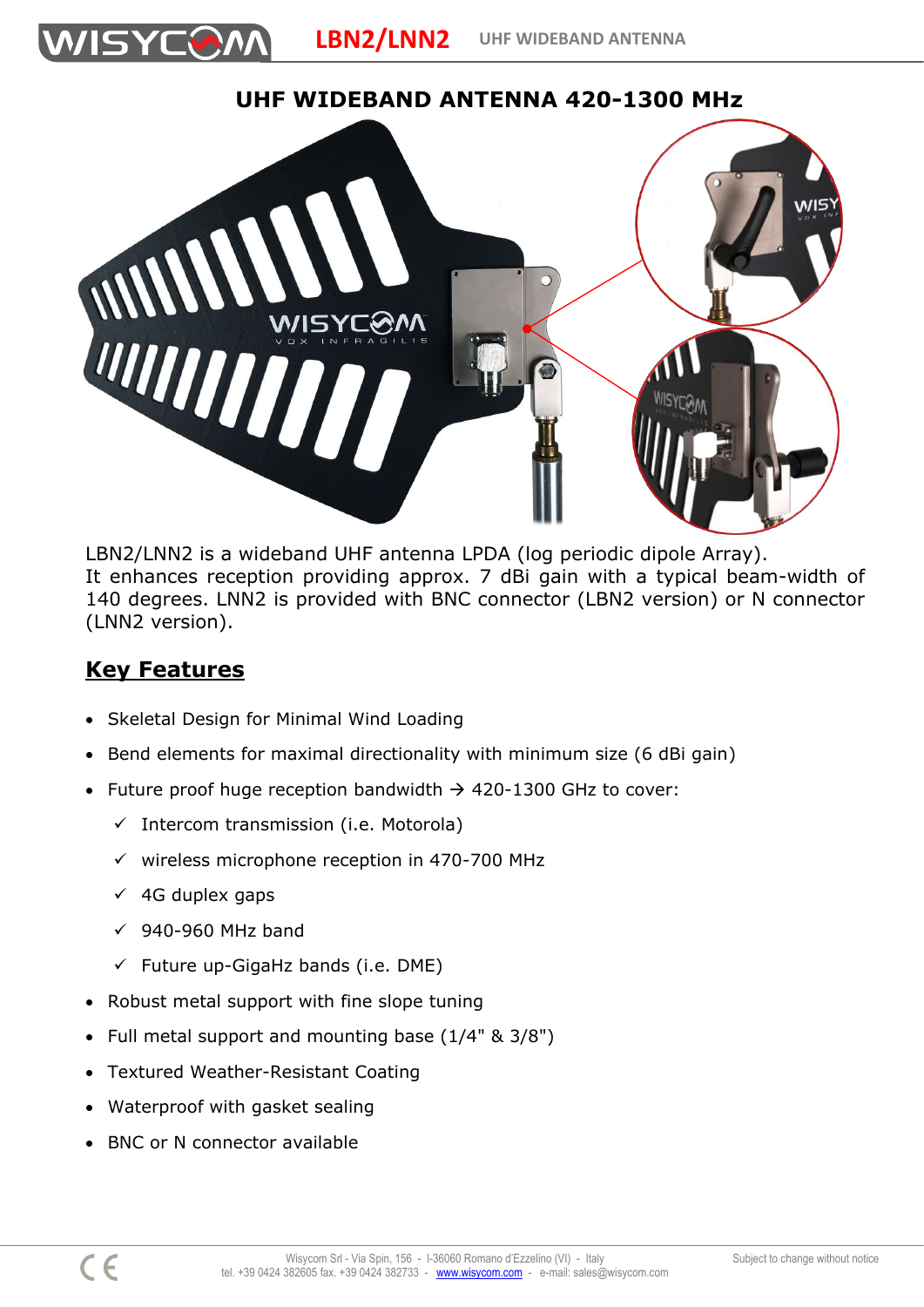# UHF WIDEBAND ANTENNA 420-1300 MHz

LBN2/LNN2 is a wideband UHF antenna LPDA (log periodic dipole Array). It enhances reception providing approx. 7 dBi gain with a typical beam-width of 140 degrees. LNN2 is provided with BNC connector (LBN2 version) or N connector (LNN2 version).

## Key Features

- Skeletal Design for Minimal Wind Loading
- Bend elements for maximal directionality with minimum size (6 dBi gain)
- Future proof huge reception bandwidth → 420-1300 GHz to cover:
  - ✓ Intercom transmission (i.e. Motorola)
  - ✓ wireless microphone reception in 470-700 MHz
  - ✓ 4G duplex gaps
  - ✓ 940-960 MHz band
  - ✓ Future up-GigaHz bands (i.e. DME)
- Robust metal support with fine slope tuning
- Full metal support and mounting base (1/4" & 3/8")
- Textured Weather-Resistant Coating
- Waterproof with gasket sealing
- BNC or N connector available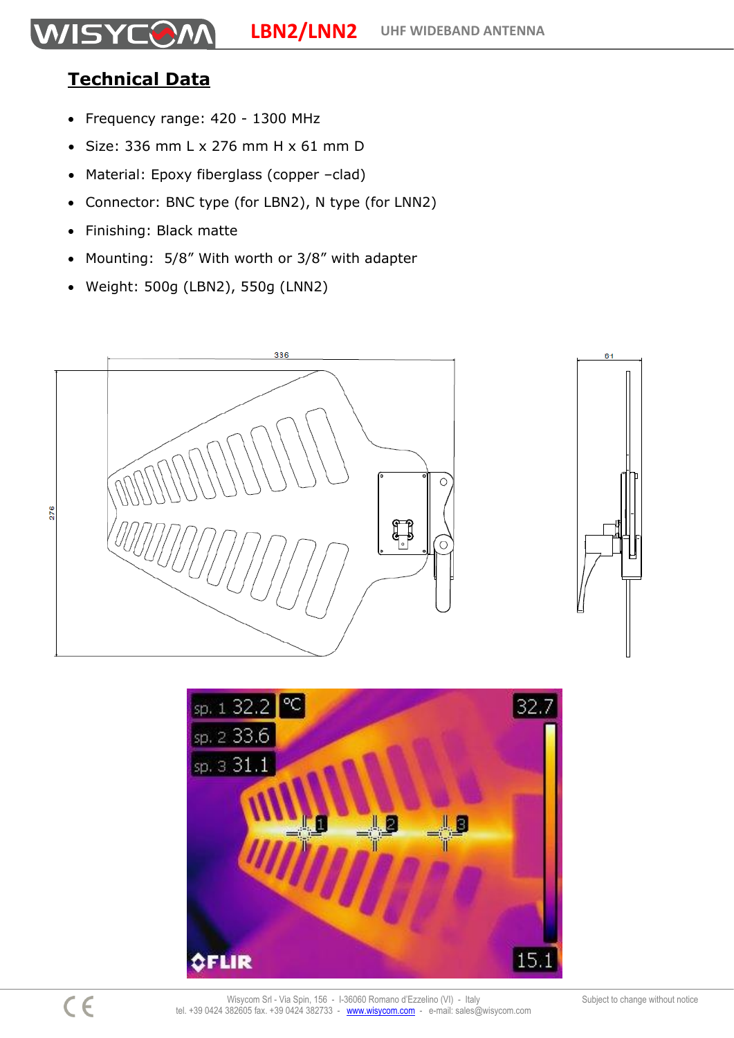## Technical Data

- Frequency range: 420 - 1300 MHz
- Size: 336 mm L x 276 mm H x 61 mm D
- Material: Epoxy fiberglass (copper –clad)
- Connector: BNC type (for LBN2), N type (for LNN2)
- Finishing: Black matte
- Mounting:  5/8” With worth or 3/8” with adapter
- Weight: 500g (LBN2), 550g (LNN2)

336

276

61

sp. 1 32.2 °C

sp. 2 33.6

sp. 3 31.1

32.7

15.1

FLIR

Wisycom Srl - Via Spin, 156 - I-36060 Romano d'Ezzelino (VI) - Italy
tel. +39 0424 382605 fax. +39 0424 382733 - www.wisycom.com - e-mail: sales@wisycom.com

Subject to change without notice